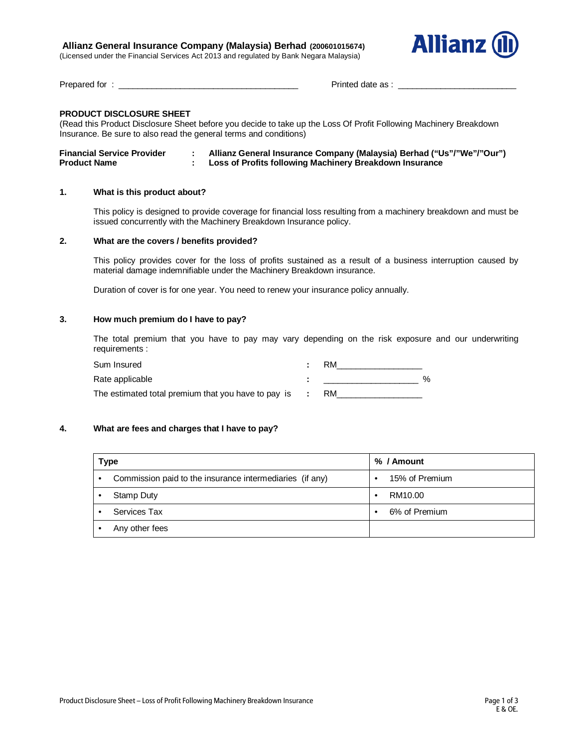**Allianz General Insurance Company (Malaysia) Berhad (200601015674)**
(Licensed under the Financial Services Act 2013 and regulated by Bank Negara Malaysia)

Prepared for : ______________________________________ Printed date as : _________________________

## PRODUCT DISCLOSURE SHEET

(Read this Product Disclosure Sheet before you decide to take up the Loss Of Profit Following Machinery Breakdown Insurance. Be sure to also read the general terms and conditions)

**Financial Service Provider : Allianz General Insurance Company (Malaysia) Berhad ("Us"/"We"/"Our")**
**Product Name : Loss of Profits following Machinery Breakdown Insurance**

### 1. What is this product about?

This policy is designed to provide coverage for financial loss resulting from a machinery breakdown and must be issued concurrently with the Machinery Breakdown Insurance policy.

### 2. What are the covers / benefits provided?

This policy provides cover for the loss of profits sustained as a result of a business interruption caused by material damage indemnifiable under the Machinery Breakdown insurance.

Duration of cover is for one year. You need to renew your insurance policy annually.

### 3. How much premium do I have to pay?

The total premium that you have to pay may vary depending on the risk exposure and our underwriting requirements :

Sum Insured : RM__________________

Rate applicable : ____________________ %

The estimated total premium that you have to pay is : RM__________________

### 4. What are fees and charges that I have to pay?

| Type | % / Amount |
|---|---|
| • Commission paid to the insurance intermediaries (if any) | • 15% of Premium |
| • Stamp Duty | • RM10.00 |
| • Services Tax | • 6% of Premium |
| • Any other fees | |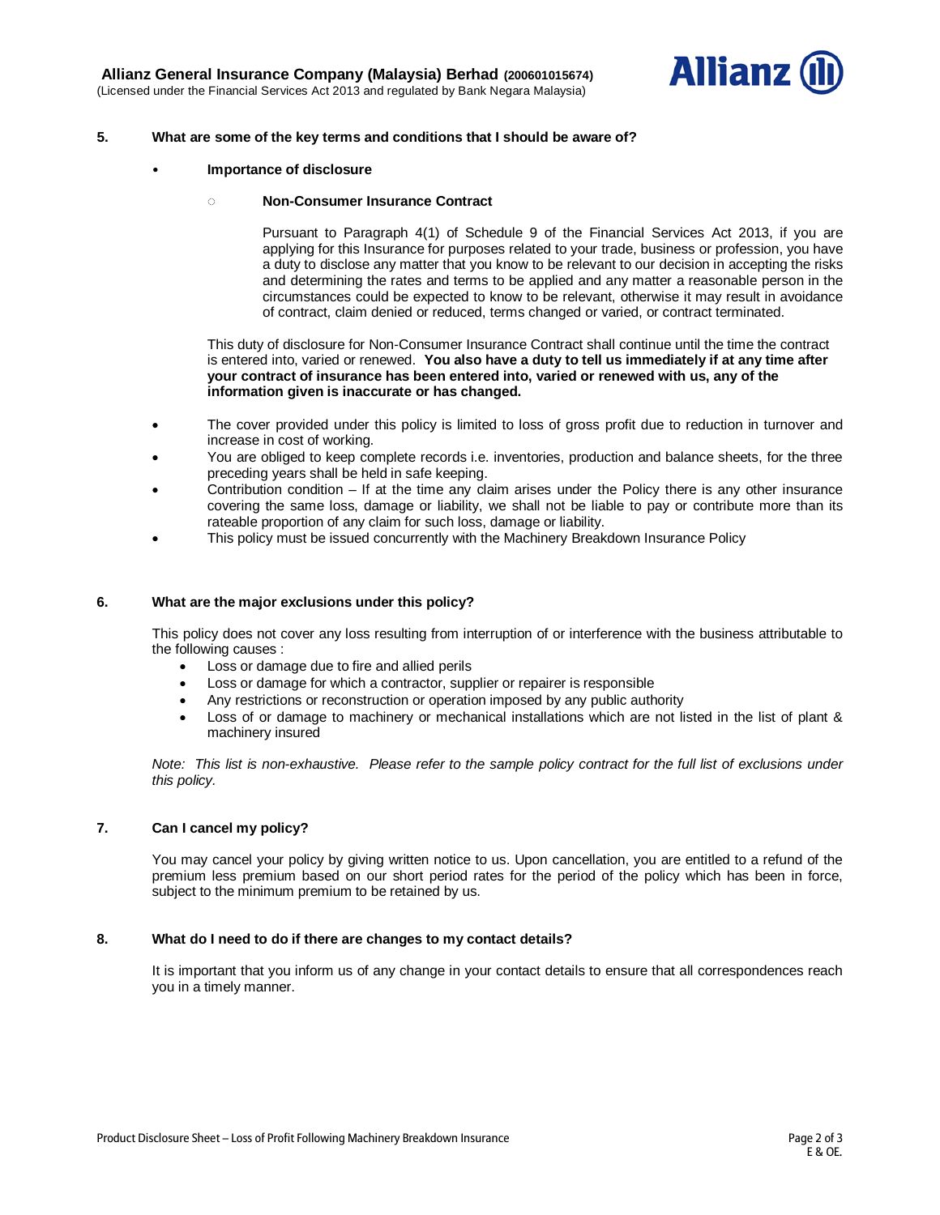## 5. What are some of the key terms and conditions that I should be aware of?

- **Importance of disclosure**

  - **Non-Consumer Insurance Contract**

    Pursuant to Paragraph 4(1) of Schedule 9 of the Financial Services Act 2013, if you are applying for this Insurance for purposes related to your trade, business or profession, you have a duty to disclose any matter that you know to be relevant to our decision in accepting the risks and determining the rates and terms to be applied and any matter a reasonable person in the circumstances could be expected to know to be relevant, otherwise it may result in avoidance of contract, claim denied or reduced, terms changed or varied, or contract terminated.

  This duty of disclosure for Non-Consumer Insurance Contract shall continue until the time the contract is entered into, varied or renewed. **You also have a duty to tell us immediately if at any time after your contract of insurance has been entered into, varied or renewed with us, any of the information given is inaccurate or has changed.**

- The cover provided under this policy is limited to loss of gross profit due to reduction in turnover and increase in cost of working.
- You are obliged to keep complete records i.e. inventories, production and balance sheets, for the three preceding years shall be held in safe keeping.
- Contribution condition – If at the time any claim arises under the Policy there is any other insurance covering the same loss, damage or liability, we shall not be liable to pay or contribute more than its rateable proportion of any claim for such loss, damage or liability.
- This policy must be issued concurrently with the Machinery Breakdown Insurance Policy

## 6. What are the major exclusions under this policy?

This policy does not cover any loss resulting from interruption of or interference with the business attributable to the following causes :

- Loss or damage due to fire and allied perils
- Loss or damage for which a contractor, supplier or repairer is responsible
- Any restrictions or reconstruction or operation imposed by any public authority
- Loss of or damage to machinery or mechanical installations which are not listed in the list of plant & machinery insured

*Note: This list is non-exhaustive. Please refer to the sample policy contract for the full list of exclusions under this policy.*

## 7. Can I cancel my policy?

You may cancel your policy by giving written notice to us. Upon cancellation, you are entitled to a refund of the premium less premium based on our short period rates for the period of the policy which has been in force, subject to the minimum premium to be retained by us.

## 8. What do I need to do if there are changes to my contact details?

It is important that you inform us of any change in your contact details to ensure that all correspondences reach you in a timely manner.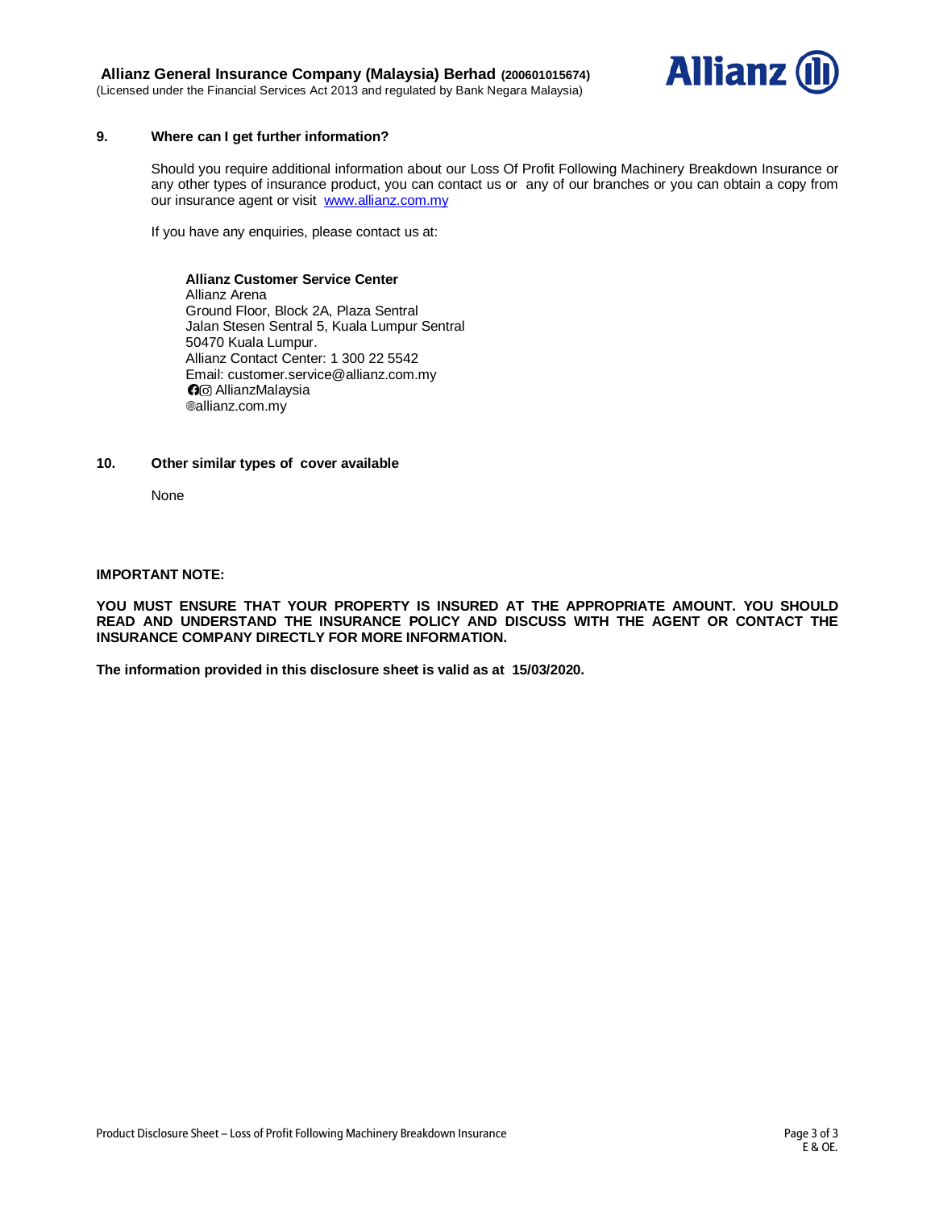Allianz General Insurance Company (Malaysia) Berhad (200601015674)
(Licensed under the Financial Services Act 2013 and regulated by Bank Negara Malaysia)

## 9. Where can I get further information?

Should you require additional information about our Loss Of Profit Following Machinery Breakdown Insurance or any other types of insurance product, you can contact us or any of our branches or you can obtain a copy from our insurance agent or visit [www.allianz.com.my](www.allianz.com.my)

If you have any enquiries, please contact us at:

**Allianz Customer Service Center**
Allianz Arena
Ground Floor, Block 2A, Plaza Sentral
Jalan Stesen Sentral 5, Kuala Lumpur Sentral
50470 Kuala Lumpur.
Allianz Contact Center: 1 300 22 5542
Email: customer.service@allianz.com.my
AllianzMalaysia
allianz.com.my

## 10. Other similar types of cover available

None

**IMPORTANT NOTE:**

**YOU MUST ENSURE THAT YOUR PROPERTY IS INSURED AT THE APPROPRIATE AMOUNT. YOU SHOULD READ AND UNDERSTAND THE INSURANCE POLICY AND DISCUSS WITH THE AGENT OR CONTACT THE INSURANCE COMPANY DIRECTLY FOR MORE INFORMATION.**

**The information provided in this disclosure sheet is valid as at 15/03/2020.**

E & OE.